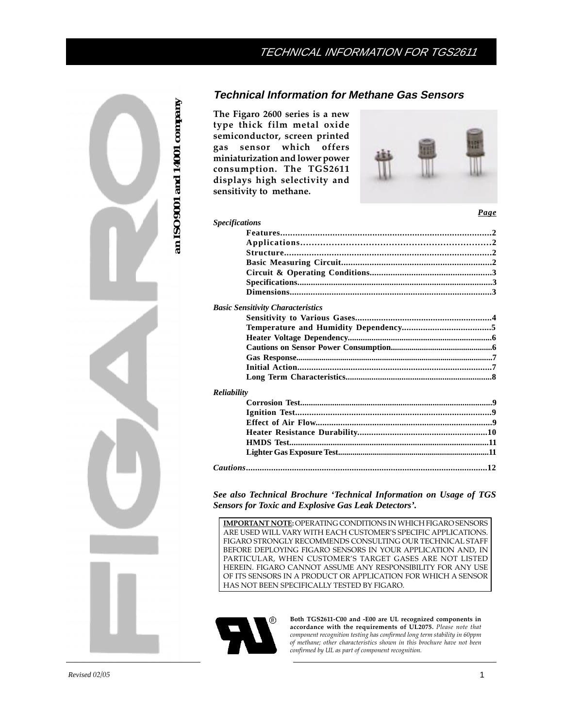# TECHNICAL INFORMATION FOR TGS2611

an ISO9001 and 14001 company

## Technical Information for Methane Gas Sensors

**The Figaro 2600 series is a new type thick film metal oxide semiconductor, screen printed gas sensor which offers miniaturization and lower power consumption. The TGS2611 displays high selectivity and sensitivity to methane.**

| | Page |
|---|---|
| *Specifications* | |
| Features | 2 |
| Applications | 2 |
| Structure | 2 |
| Basic Measuring Circuit | 2 |
| Circuit & Operating Conditions | 3 |
| Specifications | 3 |
| Dimensions | 3 |
| *Basic Sensitivity Characteristics* | |
| Sensitivity to Various Gases | 4 |
| Temperature and Humidity Dependency | 5 |
| Heater Voltage Dependency | 6 |
| Cautions on Sensor Power Consumption | 6 |
| Gas Response | 7 |
| Initial Action | 7 |
| Long Term Characteristics | 8 |
| *Reliability* | |
| Corrosion Test | 9 |
| Ignition Test | 9 |
| Effect of Air Flow | 9 |
| Heater Resistance Durability | 10 |
| HMDS Test | 11 |
| Lighter Gas Exposure Test | 11 |
| *Cautions* | 12 |

***See also Technical Brochure 'Technical Information on Usage of TGS Sensors for Toxic and Explosive Gas Leak Detectors'.***

**IMPORTANT NOTE:** OPERATING CONDITIONS IN WHICH FIGARO SENSORS ARE USED WILL VARY WITH EACH CUSTOMER'S SPECIFIC APPLICATIONS. FIGARO STRONGLY RECOMMENDS CONSULTING OUR TECHNICAL STAFF BEFORE DEPLOYING FIGARO SENSORS IN YOUR APPLICATION AND, IN PARTICULAR, WHEN CUSTOMER'S TARGET GASES ARE NOT LISTED HEREIN. FIGARO CANNOT ASSUME ANY RESPONSIBILITY FOR ANY USE OF ITS SENSORS IN A PRODUCT OR APPLICATION FOR WHICH A SENSOR HAS NOT BEEN SPECIFICALLY TESTED BY FIGARO.

**Both TGS2611-C00 and -E00 are UL recognized components in accordance with the requirements of UL2075.** *Please note that component recognition testing has confirmed long term stability in 60ppm of methane; other characteristics shown in this brochure have not been confirmed by UL as part of component recognition.*

*Revised 02/05*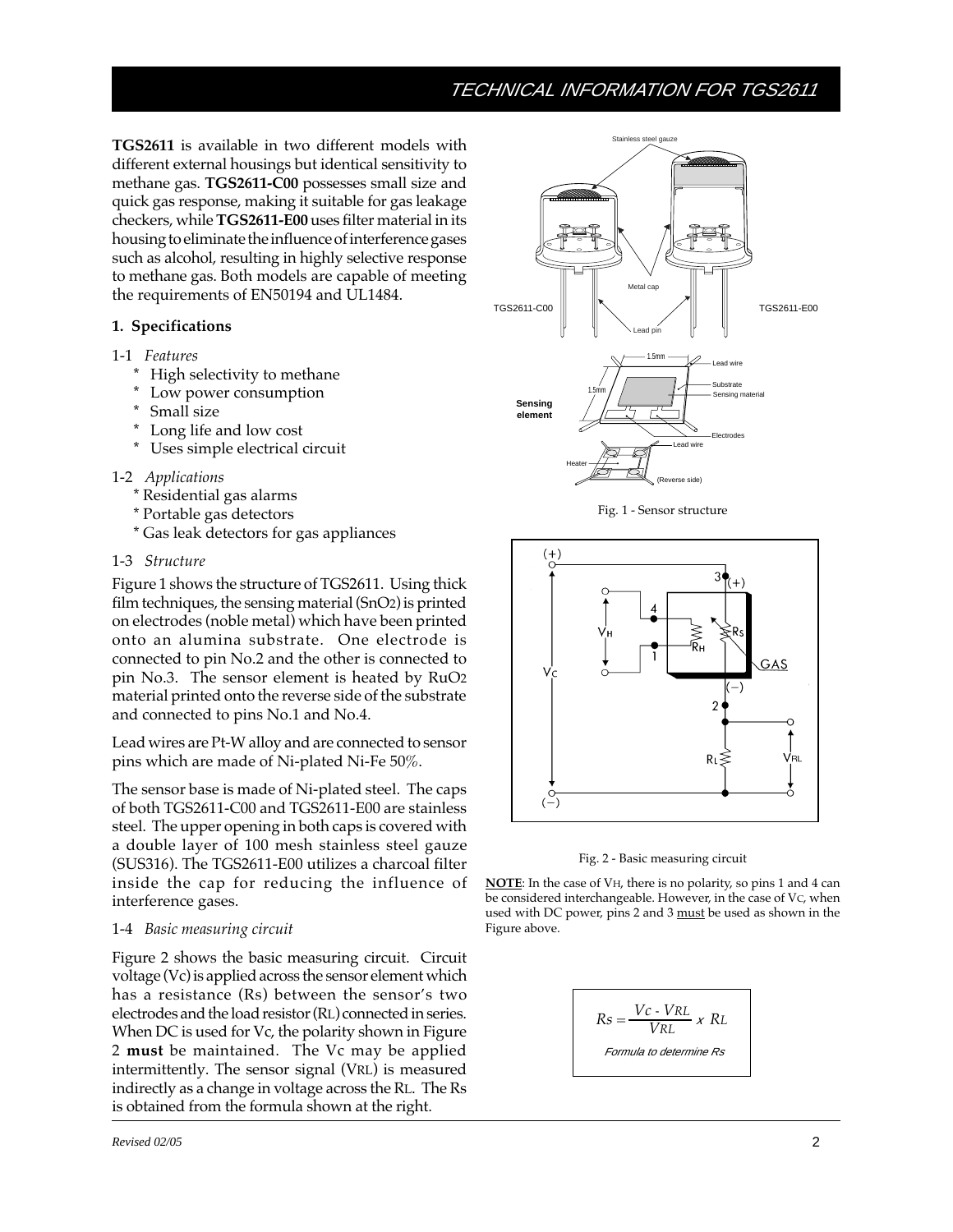**TGS2611** is available in two different models with different external housings but identical sensitivity to methane gas. **TGS2611-C00** possesses small size and quick gas response, making it suitable for gas leakage checkers, while **TGS2611-E00** uses filter material in its housing to eliminate the influence of interference gases such as alcohol, resulting in highly selective response to methane gas. Both models are capable of meeting the requirements of EN50194 and UL1484.

## 1. Specifications

### 1-1 *Features*

- High selectivity to methane
- Low power consumption
- Small size
- Long life and low cost
- Uses simple electrical circuit

### 1-2 *Applications*

- Residential gas alarms
- Portable gas detectors
- Gas leak detectors for gas appliances

### 1-3 *Structure*

Figure 1 shows the structure of TGS2611. Using thick film techniques, the sensing material ($SnO_2$) is printed on electrodes (noble metal) which have been printed onto an alumina substrate. One electrode is connected to pin No.2 and the other is connected to pin No.3. The sensor element is heated by $RuO_2$ material printed onto the reverse side of the substrate and connected to pins No.1 and No.4.

Lead wires are Pt-W alloy and are connected to sensor pins which are made of Ni-plated Ni-Fe 50%.

The sensor base is made of Ni-plated steel. The caps of both TGS2611-C00 and TGS2611-E00 are stainless steel. The upper opening in both caps is covered with a double layer of 100 mesh stainless steel gauze (SUS316). The TGS2611-E00 utilizes a charcoal filter inside the cap for reducing the influence of interference gases.

### 1-4 *Basic measuring circuit*

Figure 2 shows the basic measuring circuit. Circuit voltage (Vc) is applied across the sensor element which has a resistance (Rs) between the sensor's two electrodes and the load resistor ($R_L$) connected in series. When DC is used for Vc, the polarity shown in Figure 2 **must** be maintained. The Vc may be applied intermittently. The sensor signal ($V_{RL}$) is measured indirectly as a change in voltage across the $R_L$. The Rs is obtained from the formula shown at the right.

Fig. 1 - Sensor structure

Fig. 2 - Basic measuring circuit

**NOTE**: In the case of $V_H$, there is no polarity, so pins 1 and 4 can be considered interchangeable. However, in the case of $V_C$, when used with DC power, pins 2 and 3 must be used as shown in the Figure above.

$$Rs = \frac{Vc - V_{RL}}{V_{RL}} \times R_L$$

*Formula to determine Rs*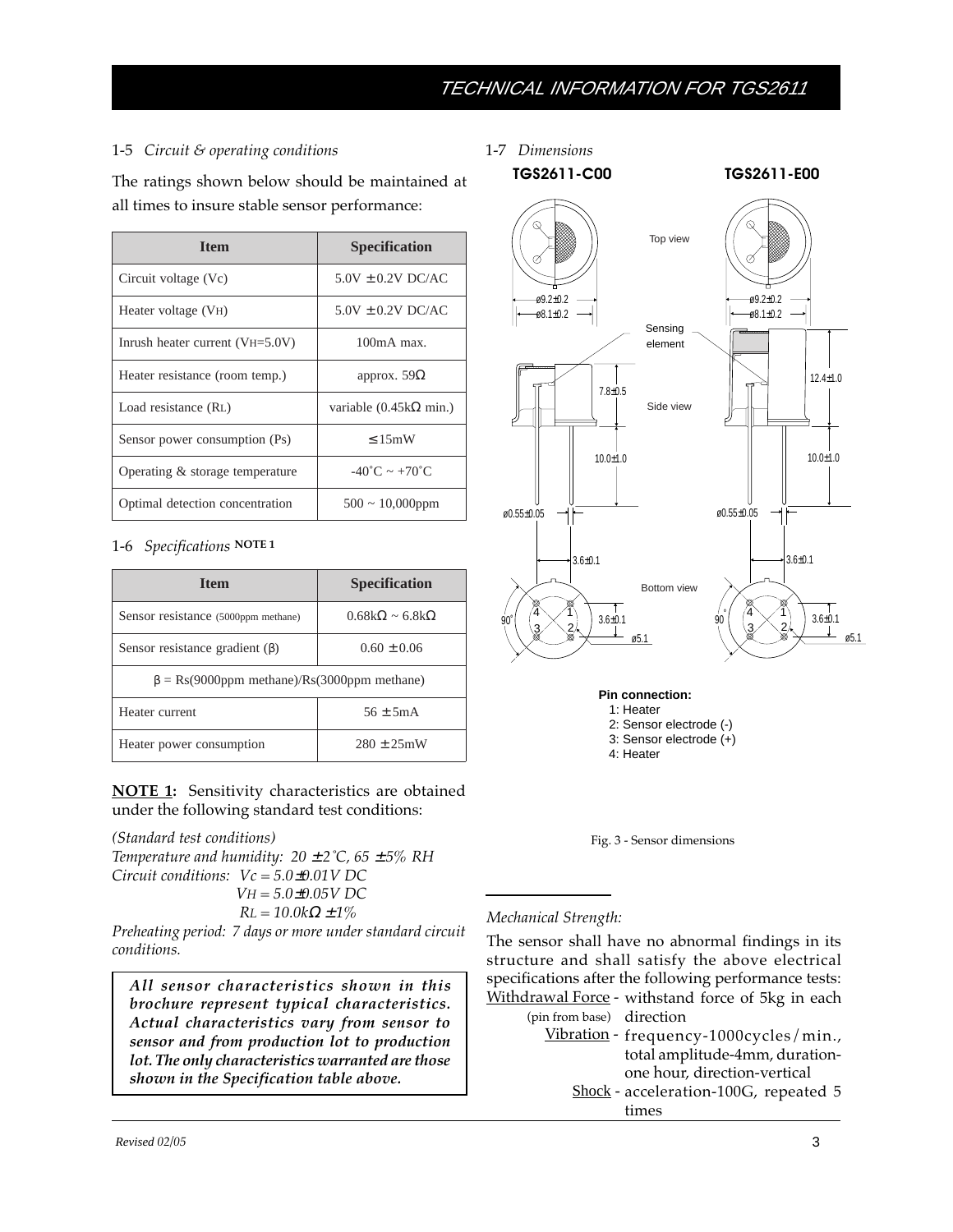### 1-5 *Circuit & operating conditions*

The ratings shown below should be maintained at all times to insure stable sensor performance:

| Item | Specification |
|---|---|
| Circuit voltage (Vc) | 5.0V ± 0.2V DC/AC |
| Heater voltage ($V_H$) | 5.0V ± 0.2V DC/AC |
| Inrush heater current ($V_H$=5.0V) | 100mA max. |
| Heater resistance (room temp.) | approx. 59Ω |
| Load resistance ($R_L$) | variable (0.45kΩ min.) |
| Sensor power consumption (Ps) | ≤ 15mW |
| Operating & storage temperature | -40˚C ~ +70˚C |
| Optimal detection concentration | 500 ~ 10,000ppm |

### 1-6 *Specifications* NOTE 1

| Item | Specification |
|---|---|
| Sensor resistance (5000ppm methane) | 0.68kΩ ~ 6.8kΩ |
| Sensor resistance gradient (β) | 0.60 ± 0.06 |
| β = Rs(9000ppm methane)/Rs(3000ppm methane) | |
| Heater current | 56 ± 5mA |
| Heater power consumption | 280 ± 25mW |

**NOTE 1:** Sensitivity characteristics are obtained under the following standard test conditions:

*(Standard test conditions)*
*Temperature and humidity: 20 ± 2˚C, 65 ± 5% RH*
*Circuit conditions: Vc = 5.0±0.01V DC*
*$V_H$ = 5.0±0.05V DC*
*$R_L$ = 10.0kΩ ± 1%*
*Preheating period: 7 days or more under standard circuit conditions.*

***All sensor characteristics shown in this brochure represent typical characteristics. Actual characteristics vary from sensor to sensor and from production lot to production lot. The only characteristics warranted are those shown in the Specification table above.***

### 1-7 *Dimensions*

**TGS2611-C00** **TGS2611-E00**

Top view
ø9.2±0.2
ø8.1±0.2
Sensing element
Side view
7.8±0.5
12.4±1.0
10.0±1.0
ø0.55±0.05
3.6±0.1
Bottom view
90˚
3.6±0.1
ø5.1

**Pin connection:**
1: Heater
2: Sensor electrode (-)
3: Sensor electrode (+)
4: Heater

Fig. 3 - Sensor dimensions

*Mechanical Strength:*

The sensor shall have no abnormal findings in its structure and shall satisfy the above electrical specifications after the following performance tests:

Withdrawal Force (pin from base) - withstand force of 5kg in each direction
Vibration - frequency-1000cycles/min., total amplitude-4mm, duration-one hour, direction-vertical
Shock - acceleration-100G, repeated 5 times

*Revised 02/05*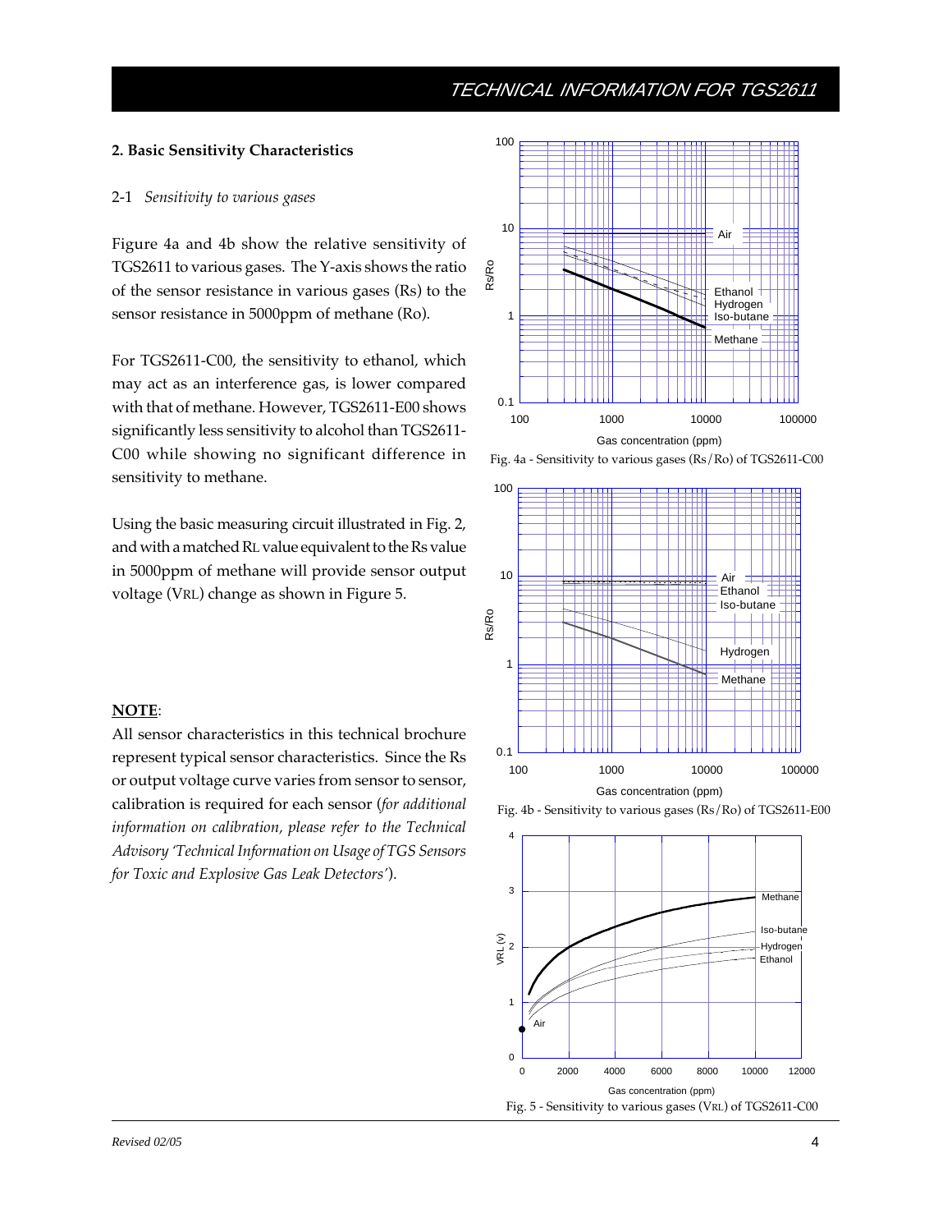## 2. Basic Sensitivity Characteristics

2-1 *Sensitivity to various gases*

Figure 4a and 4b show the relative sensitivity of TGS2611 to various gases. The Y-axis shows the ratio of the sensor resistance in various gases (Rs) to the sensor resistance in 5000ppm of methane (Ro).

For TGS2611-C00, the sensitivity to ethanol, which may act as an interference gas, is lower compared with that of methane. However, TGS2611-E00 shows significantly less sensitivity to alcohol than TGS2611-C00 while showing no significant difference in sensitivity to methane.

Using the basic measuring circuit illustrated in Fig. 2, and with a matched RL value equivalent to the Rs value in 5000ppm of methane will provide sensor output voltage (VRL) change as shown in Figure 5.

**NOTE**:
All sensor characteristics in this technical brochure represent typical sensor characteristics. Since the Rs or output voltage curve varies from sensor to sensor, calibration is required for each sensor (*for additional information on calibration, please refer to the Technical Advisory 'Technical Information on Usage of TGS Sensors for Toxic and Explosive Gas Leak Detectors'*).

Fig. 4a - Sensitivity to various gases (Rs/Ro) of TGS2611-C00

Fig. 4b - Sensitivity to various gases (Rs/Ro) of TGS2611-E00

Fig. 5 - Sensitivity to various gases (VRL) of TGS2611-C00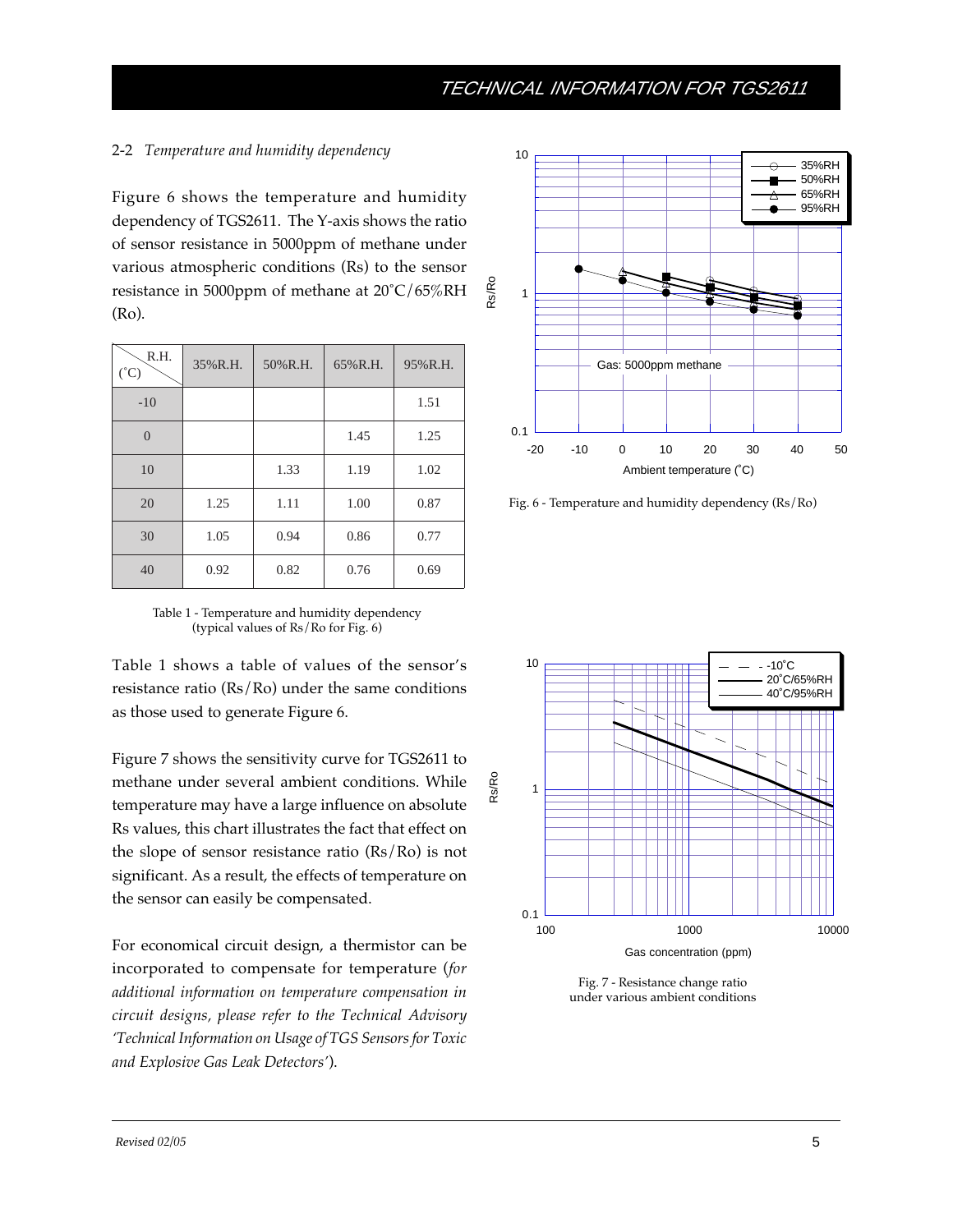### 2-2 *Temperature and humidity dependency*

Figure 6 shows the temperature and humidity dependency of TGS2611. The Y-axis shows the ratio of sensor resistance in 5000ppm of methane under various atmospheric conditions (Rs) to the sensor resistance in 5000ppm of methane at 20˚C/65%RH (Ro).

| R.H. (˚C) | 35%R.H. | 50%R.H. | 65%R.H. | 95%R.H. |
|---|---|---|---|---|
| -10 | | | | 1.51 |
| 0 | | | 1.45 | 1.25 |
| 10 | | 1.33 | 1.19 | 1.02 |
| 20 | 1.25 | 1.11 | 1.00 | 0.87 |
| 30 | 1.05 | 0.94 | 0.86 | 0.77 |
| 40 | 0.92 | 0.82 | 0.76 | 0.69 |

Table 1 - Temperature and humidity dependency (typical values of Rs/Ro for Fig. 6)

Table 1 shows a table of values of the sensor's resistance ratio (Rs/Ro) under the same conditions as those used to generate Figure 6.

Figure 7 shows the sensitivity curve for TGS2611 to methane under several ambient conditions. While temperature may have a large influence on absolute Rs values, this chart illustrates the fact that effect on the slope of sensor resistance ratio (Rs/Ro) is not significant. As a result, the effects of temperature on the sensor can easily be compensated.

For economical circuit design, a thermistor can be incorporated to compensate for temperature (*for additional information on temperature compensation in circuit designs, please refer to the Technical Advisory 'Technical Information on Usage of TGS Sensors for Toxic and Explosive Gas Leak Detectors'*).

Fig. 6 - Temperature and humidity dependency (Rs/Ro)

Fig. 7 - Resistance change ratio under various ambient conditions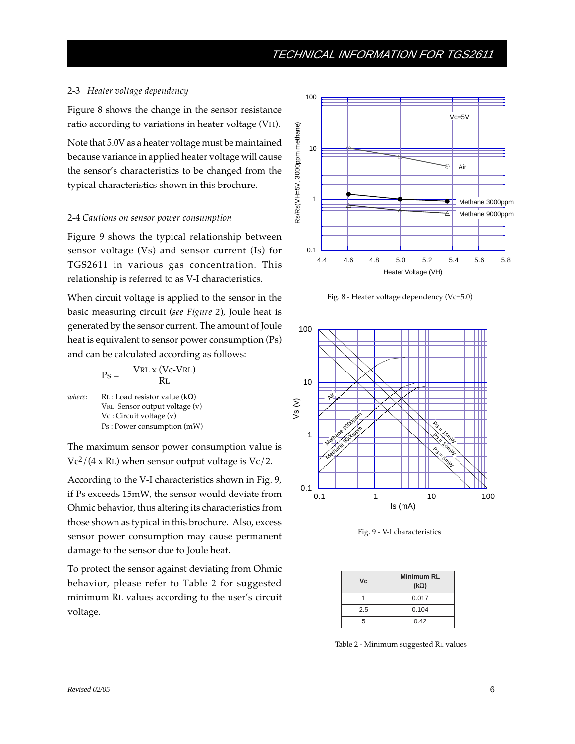### 2-3 *Heater voltage dependency*

Figure 8 shows the change in the sensor resistance ratio according to variations in heater voltage ($V_H$).

Note that 5.0V as a heater voltage must be maintained because variance in applied heater voltage will cause the sensor's characteristics to be changed from the typical characteristics shown in this brochure.

### 2-4 *Cautions on sensor power consumption*

Figure 9 shows the typical relationship between sensor voltage (Vs) and sensor current (Is) for TGS2611 in various gas concentration. This relationship is referred to as V-I characteristics.

When circuit voltage is applied to the sensor in the basic measuring circuit (*see Figure 2*), Joule heat is generated by the sensor current. The amount of Joule heat is equivalent to sensor power consumption (Ps) and can be calculated according as follows:

$$Ps = \frac{V_{RL} \times (Vc - V_{RL})}{R_L}$$

*where*:
- $R_L$ : Load resistor value (kΩ)
- $V_{RL}$: Sensor output voltage (v)
- Vc : Circuit voltage (v)
- Ps : Power consumption (mW)

The maximum sensor power consumption value is $Vc^2/(4 \times R_L)$ when sensor output voltage is Vc/2.

According to the V-I characteristics shown in Fig. 9, if Ps exceeds 15mW, the sensor would deviate from Ohmic behavior, thus altering its characteristics from those shown as typical in this brochure. Also, excess sensor power consumption may cause permanent damage to the sensor due to Joule heat.

To protect the sensor against deviating from Ohmic behavior, please refer to Table 2 for suggested minimum $R_L$ values according to the user's circuit voltage.

Fig. 8 - Heater voltage dependency (Vc=5.0)

Fig. 9 - V-I characteristics

| Vc | Minimum RL (kΩ) |
|---|---|
| 1 | 0.017 |
| 2.5 | 0.104 |
| 5 | 0.42 |

Table 2 - Minimum suggested $R_L$ values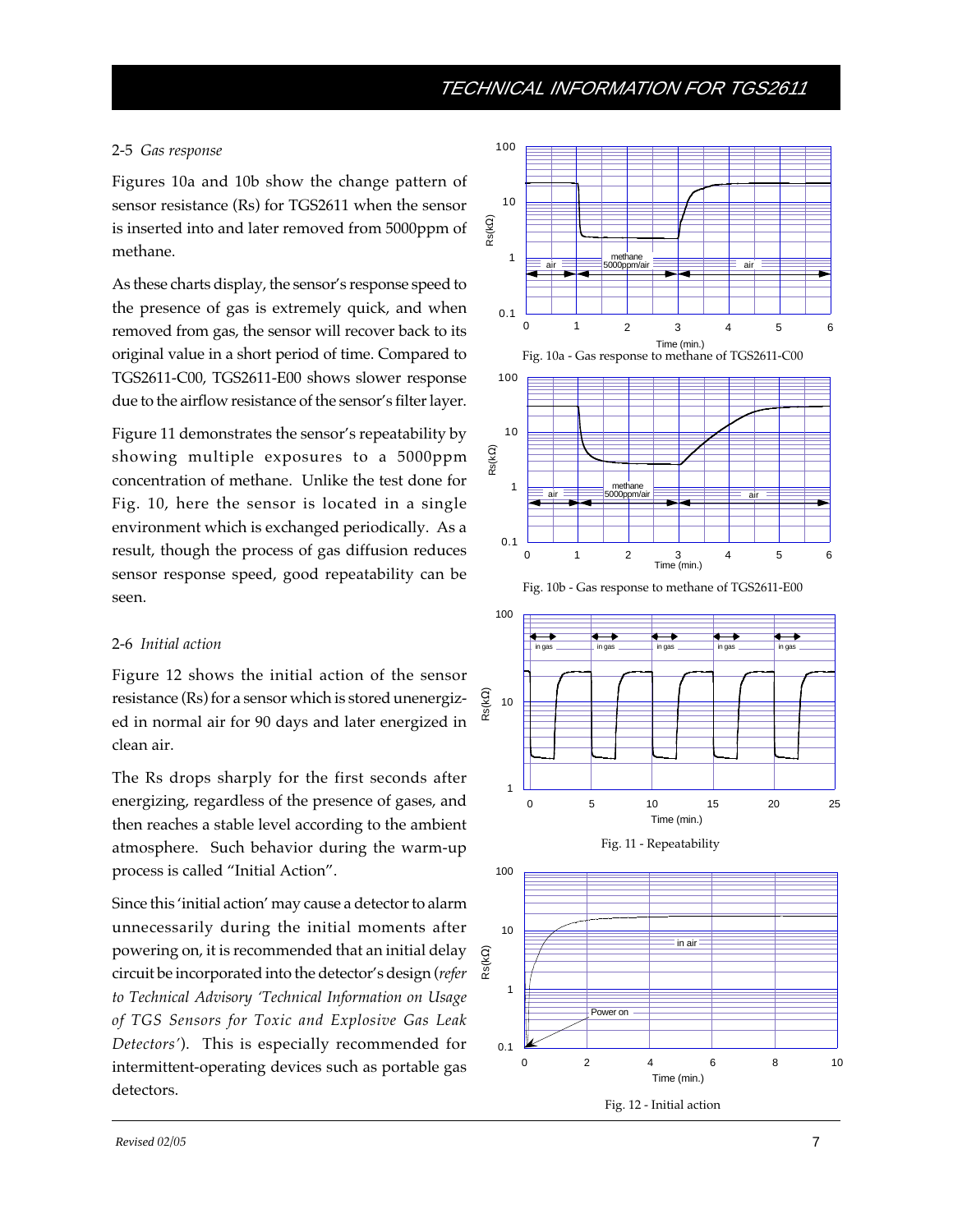### 2-5 *Gas response*

Figures 10a and 10b show the change pattern of sensor resistance (Rs) for TGS2611 when the sensor is inserted into and later removed from 5000ppm of methane.

As these charts display, the sensor's response speed to the presence of gas is extremely quick, and when removed from gas, the sensor will recover back to its original value in a short period of time. Compared to TGS2611-C00, TGS2611-E00 shows slower response due to the airflow resistance of the sensor's filter layer.

Figure 11 demonstrates the sensor's repeatability by showing multiple exposures to a 5000ppm concentration of methane. Unlike the test done for Fig. 10, here the sensor is located in a single environment which is exchanged periodically. As a result, though the process of gas diffusion reduces sensor response speed, good repeatability can be seen.

Fig. 10a - Gas response to methane of TGS2611-C00

Fig. 10b - Gas response to methane of TGS2611-E00

Fig. 11 - Repeatability

### 2-6 *Initial action*

Figure 12 shows the initial action of the sensor resistance (Rs) for a sensor which is stored unenergized in normal air for 90 days and later energized in clean air.

The Rs drops sharply for the first seconds after energizing, regardless of the presence of gases, and then reaches a stable level according to the ambient atmosphere. Such behavior during the warm-up process is called "Initial Action".

Since this 'initial action' may cause a detector to alarm unnecessarily during the initial moments after powering on, it is recommended that an initial delay circuit be incorporated into the detector's design (*refer to Technical Advisory 'Technical Information on Usage of TGS Sensors for Toxic and Explosive Gas Leak Detectors'*). This is especially recommended for intermittent-operating devices such as portable gas detectors.

Fig. 12 - Initial action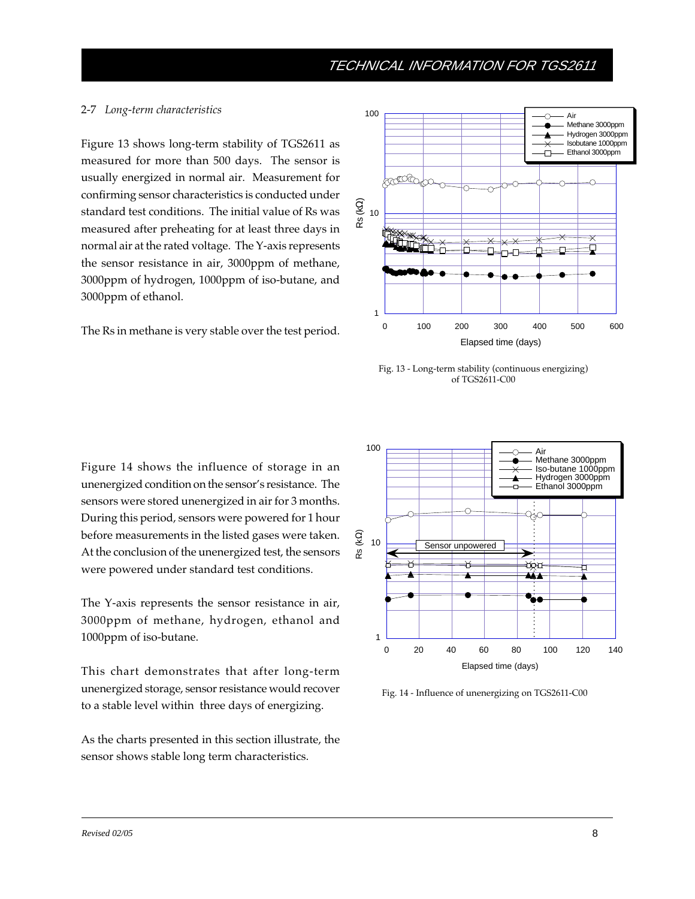## 2-7 *Long-term characteristics*

Figure 13 shows long-term stability of TGS2611 as measured for more than 500 days. The sensor is usually energized in normal air. Measurement for confirming sensor characteristics is conducted under standard test conditions. The initial value of Rs was measured after preheating for at least three days in normal air at the rated voltage. The Y-axis represents the sensor resistance in air, 3000ppm of methane, 3000ppm of hydrogen, 1000ppm of iso-butane, and 3000ppm of ethanol.

The Rs in methane is very stable over the test period.

Fig. 13 - Long-term stability (continuous energizing) of TGS2611-C00

Figure 14 shows the influence of storage in an unenergized condition on the sensor's resistance. The sensors were stored unenergized in air for 3 months. During this period, sensors were powered for 1 hour before measurements in the listed gases were taken. At the conclusion of the unenergized test, the sensors were powered under standard test conditions.

The Y-axis represents the sensor resistance in air, 3000ppm of methane, hydrogen, ethanol and 1000ppm of iso-butane.

This chart demonstrates that after long-term unenergized storage, sensor resistance would recover to a stable level within three days of energizing.

As the charts presented in this section illustrate, the sensor shows stable long term characteristics.

Fig. 14 - Influence of unenergizing on TGS2611-C00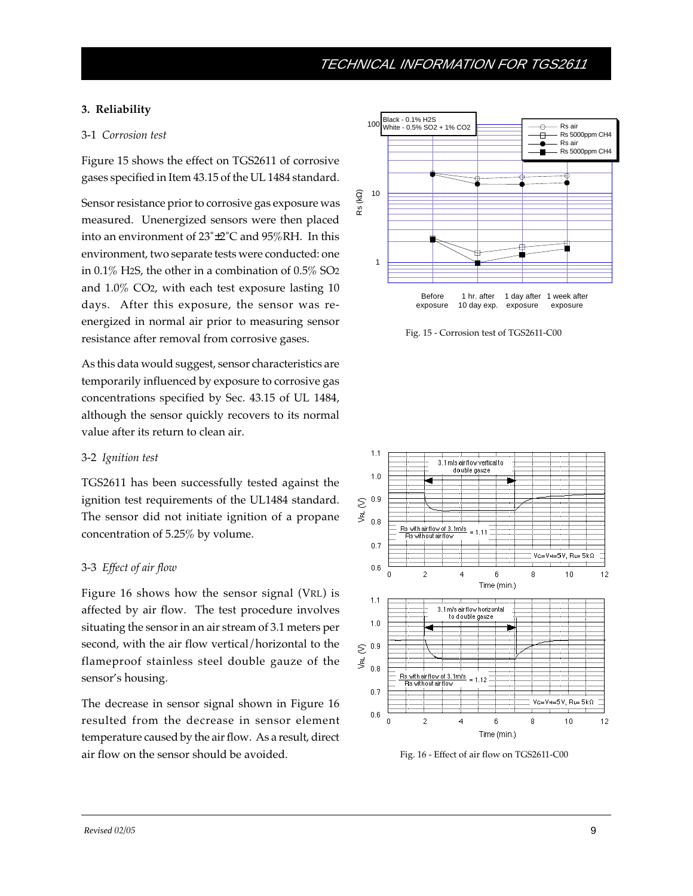## 3. Reliability

### 3-1 *Corrosion test*

Figure 15 shows the effect on TGS2611 of corrosive gases specified in Item 43.15 of the UL 1484 standard.

Sensor resistance prior to corrosive gas exposure was measured. Unenergized sensors were then placed into an environment of 23˚±2˚C and 95%RH. In this environment, two separate tests were conducted: one in 0.1% $H_2S$, the other in a combination of 0.5% $SO_2$ and 1.0% $CO_2$, with each test exposure lasting 10 days. After this exposure, the sensor was re-energized in normal air prior to measuring sensor resistance after removal from corrosive gases.

As this data would suggest, sensor characteristics are temporarily influenced by exposure to corrosive gas concentrations specified by Sec. 43.15 of UL 1484, although the sensor quickly recovers to its normal value after its return to clean air.

Fig. 15 - Corrosion test of TGS2611-C00

### 3-2 *Ignition test*

TGS2611 has been successfully tested against the ignition test requirements of the UL1484 standard. The sensor did not initiate ignition of a propane concentration of 5.25% by volume.

### 3-3 *Effect of air flow*

Figure 16 shows how the sensor signal ($V_{RL}$) is affected by air flow. The test procedure involves situating the sensor in an air stream of 3.1 meters per second, with the air flow vertical/horizontal to the flameproof stainless steel double gauze of the sensor's housing.

The decrease in sensor signal shown in Figure 16 resulted from the decrease in sensor element temperature caused by the air flow. As a result, direct air flow on the sensor should be avoided.

Fig. 16 - Effect of air flow on TGS2611-C00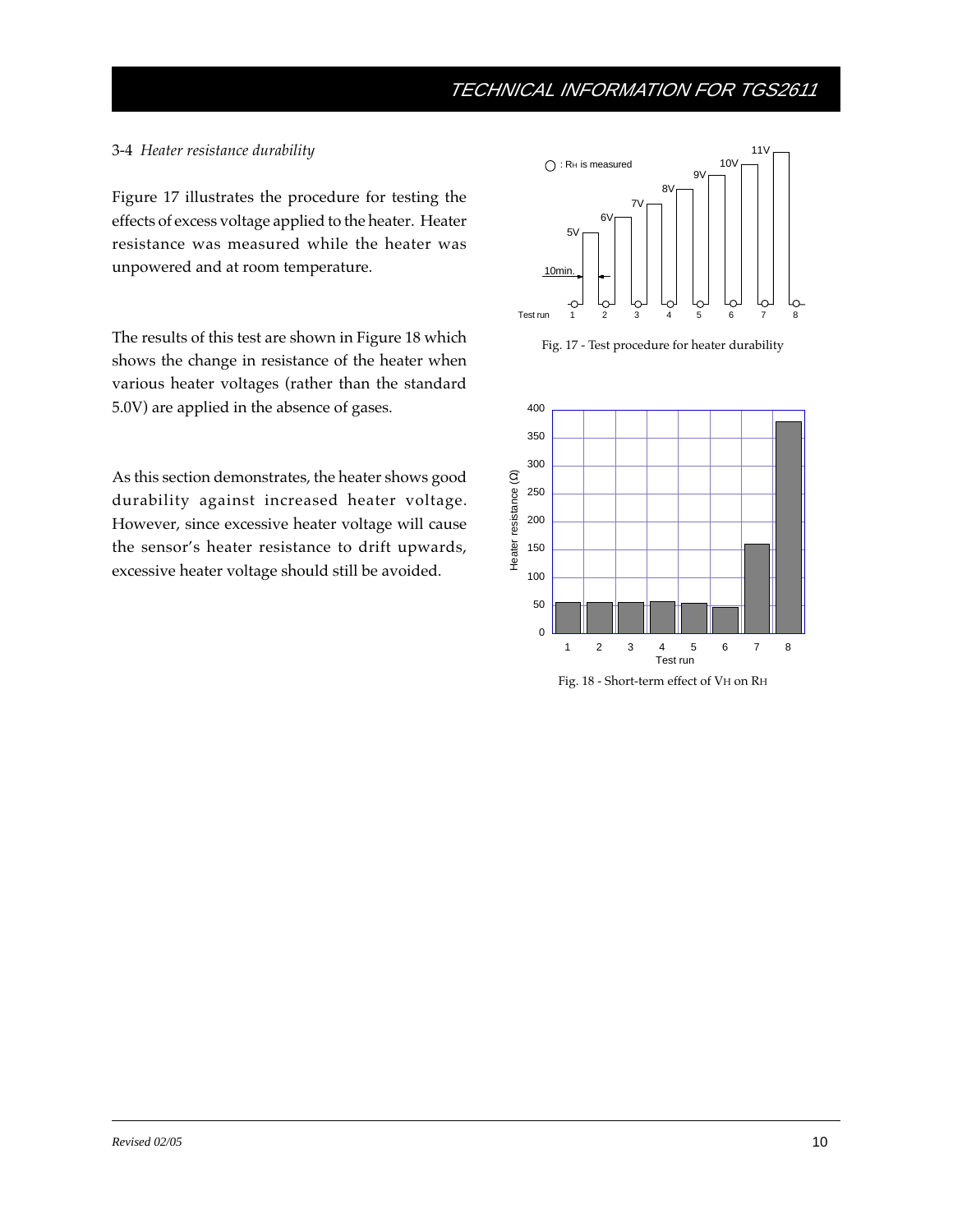### 3-4 *Heater resistance durability*

Figure 17 illustrates the procedure for testing the effects of excess voltage applied to the heater. Heater resistance was measured while the heater was unpowered and at room temperature.

The results of this test are shown in Figure 18 which shows the change in resistance of the heater when various heater voltages (rather than the standard 5.0V) are applied in the absence of gases.

As this section demonstrates, the heater shows good durability against increased heater voltage. However, since excessive heater voltage will cause the sensor's heater resistance to drift upwards, excessive heater voltage should still be avoided.

Fig. 17 - Test procedure for heater durability

Fig. 18 - Short-term effect of $V_H$ on $R_H$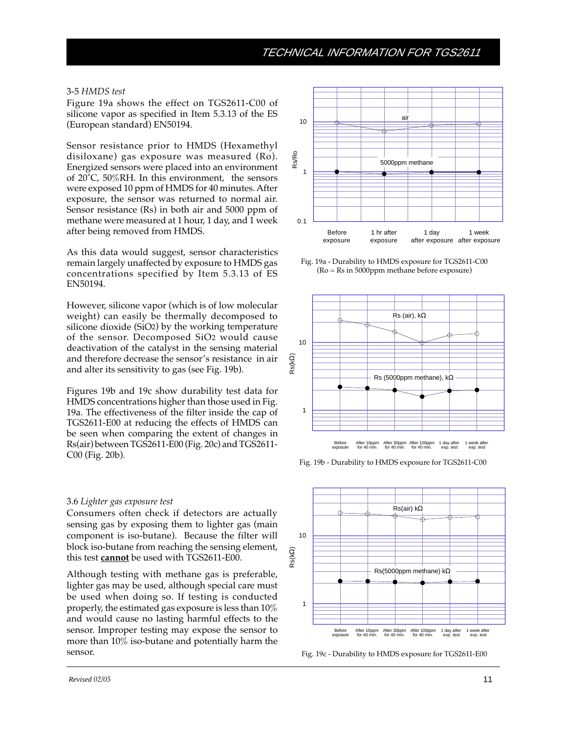### 3-5 *HMDS test*

Figure 19a shows the effect on TGS2611-C00 of silicone vapor as specified in Item 5.3.13 of the ES (European standard) EN50194.

Sensor resistance prior to HMDS (Hexamethyl disiloxane) gas exposure was measured (Ro). Energized sensors were placed into an environment of 20˚C, 50%RH. In this environment, the sensors were exposed 10 ppm of HMDS for 40 minutes. After exposure, the sensor was returned to normal air. Sensor resistance (Rs) in both air and 5000 ppm of methane were measured at 1 hour, 1 day, and 1 week after being removed from HMDS.

As this data would suggest, sensor characteristics remain largely unaffected by exposure to HMDS gas concentrations specified by Item 5.3.13 of ES EN50194.

However, silicone vapor (which is of low molecular weight) can easily be thermally decomposed to silicone dioxide ($SiO_2$) by the working temperature of the sensor. Decomposed $SiO_2$ would cause deactivation of the catalyst in the sensing material and therefore decrease the sensor's resistance in air and alter its sensitivity to gas (see Fig. 19b).

Figures 19b and 19c show durability test data for HMDS concentrations higher than those used in Fig. 19a. The effectiveness of the filter inside the cap of TGS2611-E00 at reducing the effects of HMDS can be seen when comparing the extent of changes in Rs(air) between TGS2611-E00 (Fig. 20c) and TGS2611-C00 (Fig. 20b).

Fig. 19a - Durability to HMDS exposure for TGS2611-C00 (Ro = Rs in 5000ppm methane before exposure)

Fig. 19b - Durability to HMDS exposure for TGS2611-C00

Fig. 19c - Durability to HMDS exposure for TGS2611-E00

### 3.6 *Lighter gas exposure test*

Consumers often check if detectors are actually sensing gas by exposing them to lighter gas (main component is iso-butane). Because the filter will block iso-butane from reaching the sensing element, this test **cannot** be used with TGS2611-E00.

Although testing with methane gas is preferable, lighter gas may be used, although special care must be used when doing so. If testing is conducted properly, the estimated gas exposure is less than 10% and would cause no lasting harmful effects to the sensor. Improper testing may expose the sensor to more than 10% iso-butane and potentially harm the sensor.

*Revised 02/05*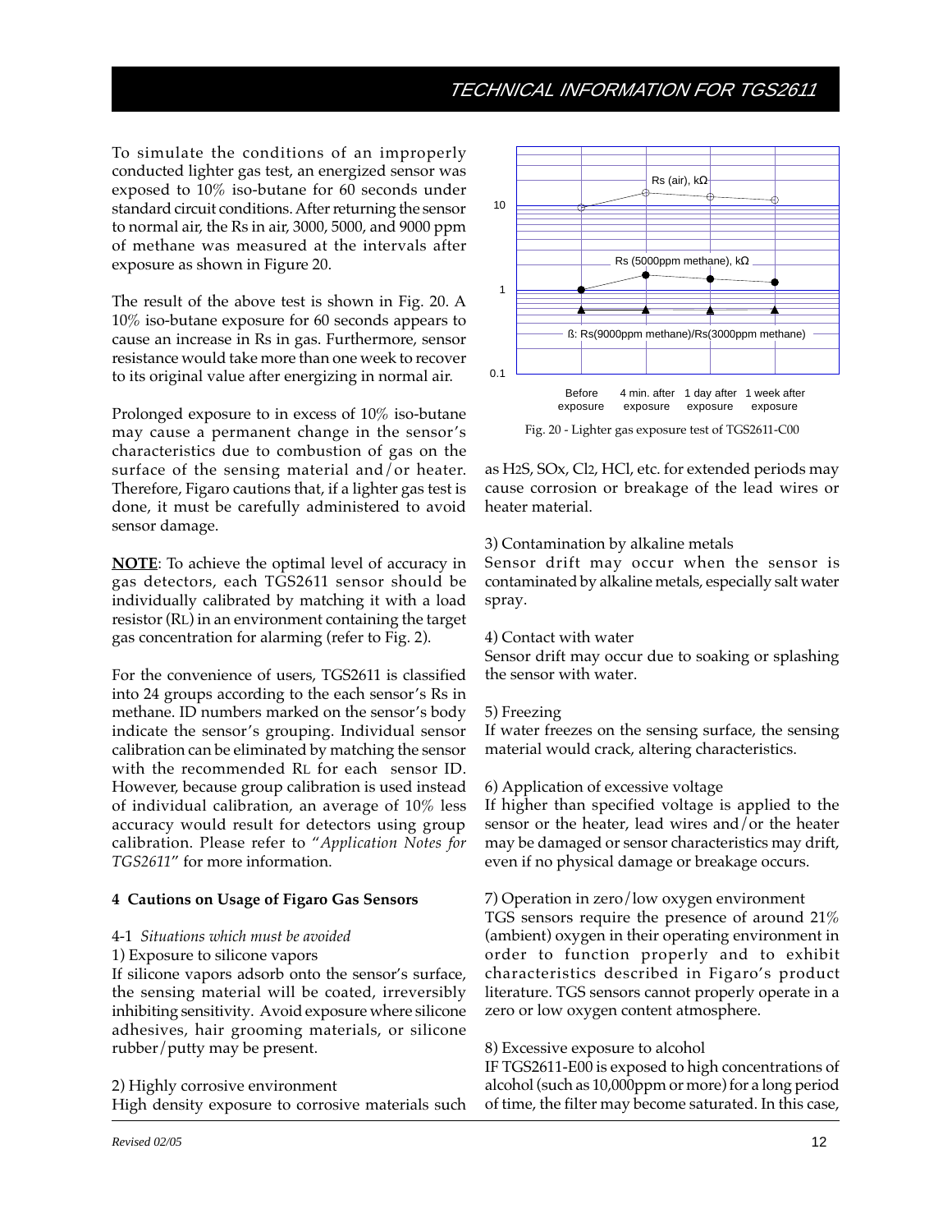To simulate the conditions of an improperly conducted lighter gas test, an energized sensor was exposed to 10% iso-butane for 60 seconds under standard circuit conditions. After returning the sensor to normal air, the Rs in air, 3000, 5000, and 9000 ppm of methane was measured at the intervals after exposure as shown in Figure 20.

The result of the above test is shown in Fig. 20. A 10% iso-butane exposure for 60 seconds appears to cause an increase in Rs in gas. Furthermore, sensor resistance would take more than one week to recover to its original value after energizing in normal air.

Prolonged exposure to in excess of 10% iso-butane may cause a permanent change in the sensor's characteristics due to combustion of gas on the surface of the sensing material and/or heater. Therefore, Figaro cautions that, if a lighter gas test is done, it must be carefully administered to avoid sensor damage.

**NOTE**: To achieve the optimal level of accuracy in gas detectors, each TGS2611 sensor should be individually calibrated by matching it with a load resistor ($R_L$) in an environment containing the target gas concentration for alarming (refer to Fig. 2).

For the convenience of users, TGS2611 is classified into 24 groups according to the each sensor's Rs in methane. ID numbers marked on the sensor's body indicate the sensor's grouping. Individual sensor calibration can be eliminated by matching the sensor with the recommended $R_L$ for each sensor ID. However, because group calibration is used instead of individual calibration, an average of 10% less accuracy would result for detectors using group calibration. Please refer to "*Application Notes for TGS2611*" for more information.

Fig. 20 - Lighter gas exposure test of TGS2611-C00

## 4 Cautions on Usage of Figaro Gas Sensors

### 4-1 *Situations which must be avoided*

1) Exposure to silicone vapors

If silicone vapors adsorb onto the sensor's surface, the sensing material will be coated, irreversibly inhibiting sensitivity. Avoid exposure where silicone adhesives, hair grooming materials, or silicone rubber/putty may be present.

2) Highly corrosive environment

High density exposure to corrosive materials such as $H_2S$, $SO_x$, $Cl_2$, HCl, etc. for extended periods may cause corrosion or breakage of the lead wires or heater material.

3) Contamination by alkaline metals

Sensor drift may occur when the sensor is contaminated by alkaline metals, especially salt water spray.

4) Contact with water

Sensor drift may occur due to soaking or splashing the sensor with water.

5) Freezing

If water freezes on the sensing surface, the sensing material would crack, altering characteristics.

6) Application of excessive voltage

If higher than specified voltage is applied to the sensor or the heater, lead wires and/or the heater may be damaged or sensor characteristics may drift, even if no physical damage or breakage occurs.

7) Operation in zero/low oxygen environment

TGS sensors require the presence of around 21% (ambient) oxygen in their operating environment in order to function properly and to exhibit characteristics described in Figaro's product literature. TGS sensors cannot properly operate in a zero or low oxygen content atmosphere.

8) Excessive exposure to alcohol

IF TGS2611-E00 is exposed to high concentrations of alcohol (such as 10,000ppm or more) for a long period of time, the filter may become saturated. In this case,

*Revised 02/05*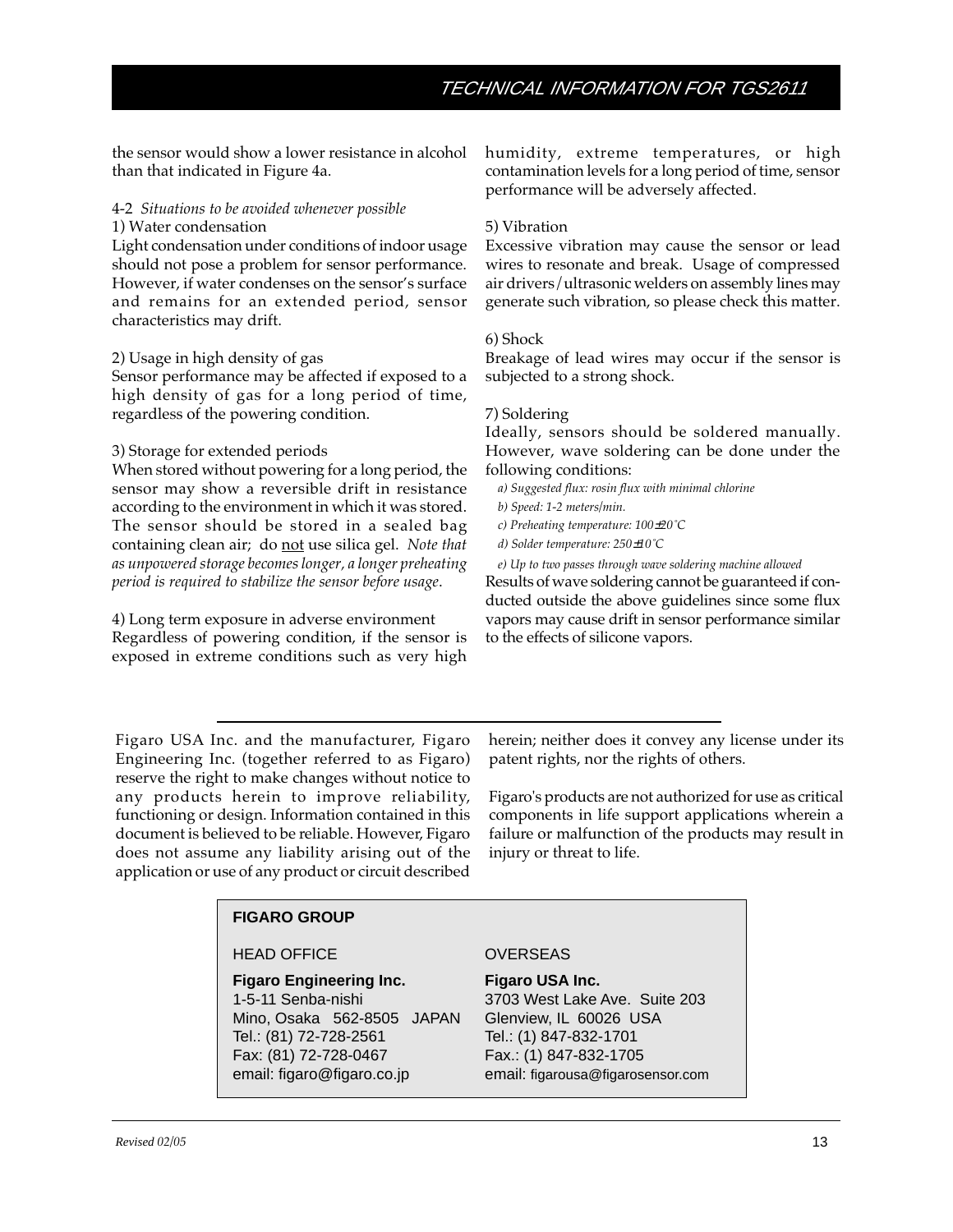the sensor would show a lower resistance in alcohol than that indicated in Figure 4a.

4-2 *Situations to be avoided whenever possible*

1) Water condensation

Light condensation under conditions of indoor usage should not pose a problem for sensor performance. However, if water condenses on the sensor's surface and remains for an extended period, sensor characteristics may drift.

2) Usage in high density of gas

Sensor performance may be affected if exposed to a high density of gas for a long period of time, regardless of the powering condition.

3) Storage for extended periods

When stored without powering for a long period, the sensor may show a reversible drift in resistance according to the environment in which it was stored. The sensor should be stored in a sealed bag containing clean air; do <u>not</u> use silica gel. *Note that as unpowered storage becomes longer, a longer preheating period is required to stabilize the sensor before usage.*

4) Long term exposure in adverse environment

Regardless of powering condition, if the sensor is exposed in extreme conditions such as very high humidity, extreme temperatures, or high contamination levels for a long period of time, sensor performance will be adversely affected.

5) Vibration

Excessive vibration may cause the sensor or lead wires to resonate and break. Usage of compressed air drivers/ultrasonic welders on assembly lines may generate such vibration, so please check this matter.

6) Shock

Breakage of lead wires may occur if the sensor is subjected to a strong shock.

7) Soldering

Ideally, sensors should be soldered manually. However, wave soldering can be done under the following conditions:

*a) Suggested flux: rosin flux with minimal chlorine*
*b) Speed: 1-2 meters/min.*
*c) Preheating temperature: 100±20˚C*
*d) Solder temperature: 250±10˚C*
*e) Up to two passes through wave soldering machine allowed*

Results of wave soldering cannot be guaranteed if conducted outside the above guidelines since some flux vapors may cause drift in sensor performance similar to the effects of silicone vapors.

---

Figaro USA Inc. and the manufacturer, Figaro Engineering Inc. (together referred to as Figaro) reserve the right to make changes without notice to any products herein to improve reliability, functioning or design. Information contained in this document is believed to be reliable. However, Figaro does not assume any liability arising out of the application or use of any product or circuit described herein; neither does it convey any license under its patent rights, nor the rights of others.

Figaro's products are not authorized for use as critical components in life support applications wherein a failure or malfunction of the products may result in injury or threat to life.

**FIGARO GROUP**

HEAD OFFICE

**Figaro Engineering Inc.**
1-5-11 Senba-nishi
Mino, Osaka 562-8505 JAPAN
Tel.: (81) 72-728-2561
Fax: (81) 72-728-0467
email: figaro@figaro.co.jp

OVERSEAS

**Figaro USA Inc.**
3703 West Lake Ave. Suite 203
Glenview, IL 60026 USA
Tel.: (1) 847-832-1701
Fax.: (1) 847-832-1705
email: figarousa@figarosensor.com

*Revised 02/05*